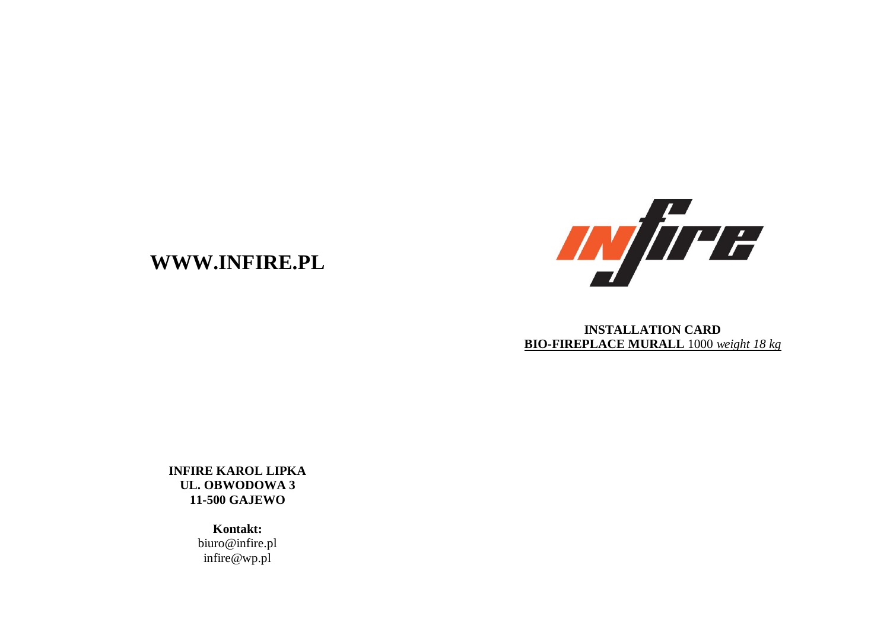**WWW.INFIRE.PL**

**INSTALLATION CARD**

**BIO-FIREPLACE MURALL** 1000 *weight 18 kg*

**INFIRE KAROL LIPKA**
**UL. OBWODOWA 3**
**11-500 GAJEWO**

**Kontakt:**
biuro@infire.pl
infire@wp.pl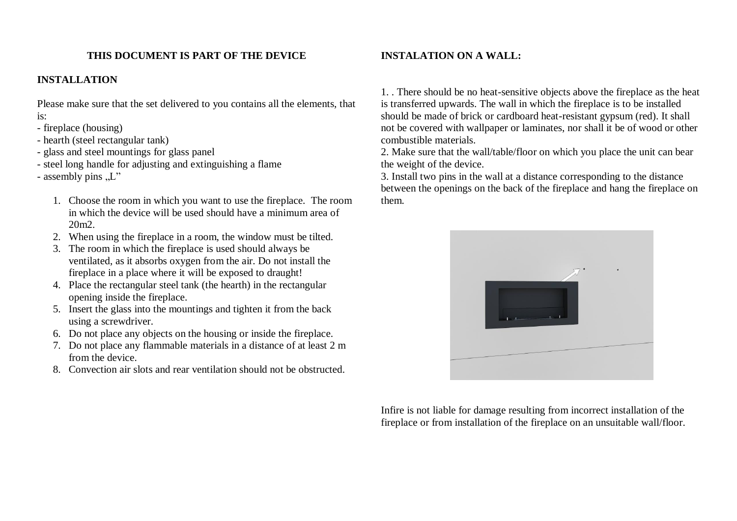**THIS DOCUMENT IS PART OF THE DEVICE**

## INSTALLATION

Please make sure that the set delivered to you contains all the elements, that is:

- fireplace (housing)
- hearth (steel rectangular tank)
- glass and steel mountings for glass panel
- steel long handle for adjusting and extinguishing a flame
- assembly pins „L"

1. Choose the room in which you want to use the fireplace. The room in which the device will be used should have a minimum area of 20m2.
2. When using the fireplace in a room, the window must be tilted.
3. The room in which the fireplace is used should always be ventilated, as it absorbs oxygen from the air. Do not install the fireplace in a place where it will be exposed to draught!
4. Place the rectangular steel tank (the hearth) in the rectangular opening inside the fireplace.
5. Insert the glass into the mountings and tighten it from the back using a screwdriver.
6. Do not place any objects on the housing or inside the fireplace.
7. Do not place any flammable materials in a distance of at least 2 m from the device.
8. Convection air slots and rear ventilation should not be obstructed.

## INSTALATION ON A WALL:

1\. . There should be no heat-sensitive objects above the fireplace as the heat is transferred upwards. The wall in which the fireplace is to be installed should be made of brick or cardboard heat-resistant gypsum (red). It shall not be covered with wallpaper or laminates, nor shall it be of wood or other combustible materials.
2\. Make sure that the wall/table/floor on which you place the unit can bear the weight of the device.
3\. Install two pins in the wall at a distance corresponding to the distance between the openings on the back of the fireplace and hang the fireplace on them.

Infire is not liable for damage resulting from incorrect installation of the fireplace or from installation of the fireplace on an unsuitable wall/floor.